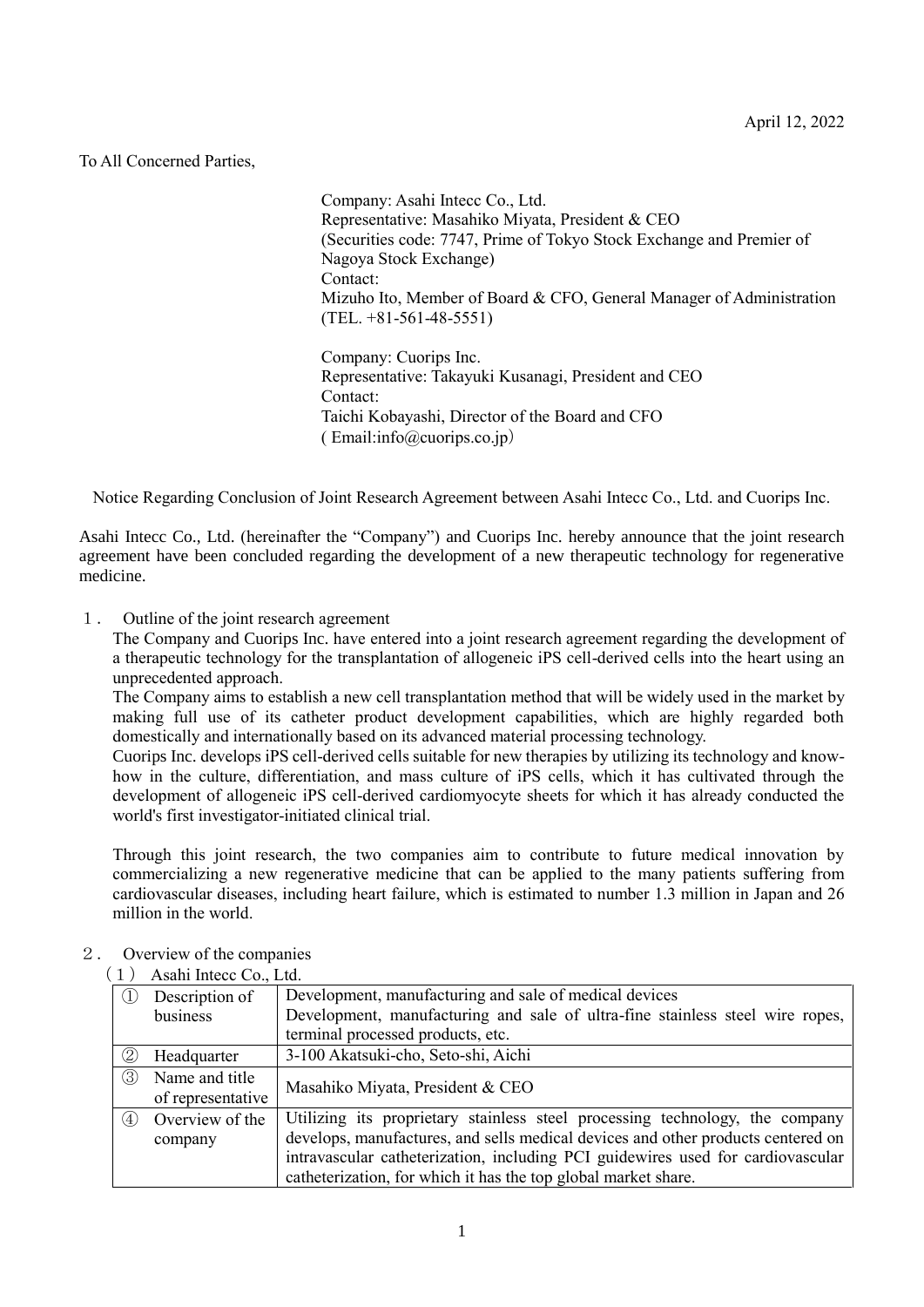April 12, 2022

To All Concerned Parties,

Company: Asahi Intecc Co., Ltd.
Representative: Masahiko Miyata, President & CEO
(Securities code: 7747, Prime of Tokyo Stock Exchange and Premier of Nagoya Stock Exchange)
Contact:
Mizuho Ito, Member of Board & CFO, General Manager of Administration
(TEL. +81-561-48-5551)

Company: Cuorips Inc.
Representative: Takayuki Kusanagi, President and CEO
Contact:
Taichi Kobayashi, Director of the Board and CFO
( Email:info@cuorips.co.jp）

Notice Regarding Conclusion of Joint Research Agreement between Asahi Intecc Co., Ltd. and Cuorips Inc.

Asahi Intecc Co., Ltd. (hereinafter the "Company") and Cuorips Inc. hereby announce that the joint research agreement have been concluded regarding the development of a new therapeutic technology for regenerative medicine.

１. Outline of the joint research agreement

The Company and Cuorips Inc. have entered into a joint research agreement regarding the development of a therapeutic technology for the transplantation of allogeneic iPS cell-derived cells into the heart using an unprecedented approach.

The Company aims to establish a new cell transplantation method that will be widely used in the market by making full use of its catheter product development capabilities, which are highly regarded both domestically and internationally based on its advanced material processing technology.

Cuorips Inc. develops iPS cell-derived cells suitable for new therapies by utilizing its technology and know-how in the culture, differentiation, and mass culture of iPS cells, which it has cultivated through the development of allogeneic iPS cell-derived cardiomyocyte sheets for which it has already conducted the world's first investigator-initiated clinical trial.

Through this joint research, the two companies aim to contribute to future medical innovation by commercializing a new regenerative medicine that can be applied to the many patients suffering from cardiovascular diseases, including heart failure, which is estimated to number 1.3 million in Japan and 26 million in the world.

２. Overview of the companies

（1） Asahi Intecc Co., Ltd.

| | |
|---|---|
| ① Description of business | Development, manufacturing and sale of medical devices<br>Development, manufacturing and sale of ultra-fine stainless steel wire ropes, terminal processed products, etc. |
| ② Headquarter | 3-100 Akatsuki-cho, Seto-shi, Aichi |
| ③ Name and title of representative | Masahiko Miyata, President & CEO |
| ④ Overview of the company | Utilizing its proprietary stainless steel processing technology, the company develops, manufactures, and sells medical devices and other products centered on intravascular catheterization, including PCI guidewires used for cardiovascular catheterization, for which it has the top global market share. |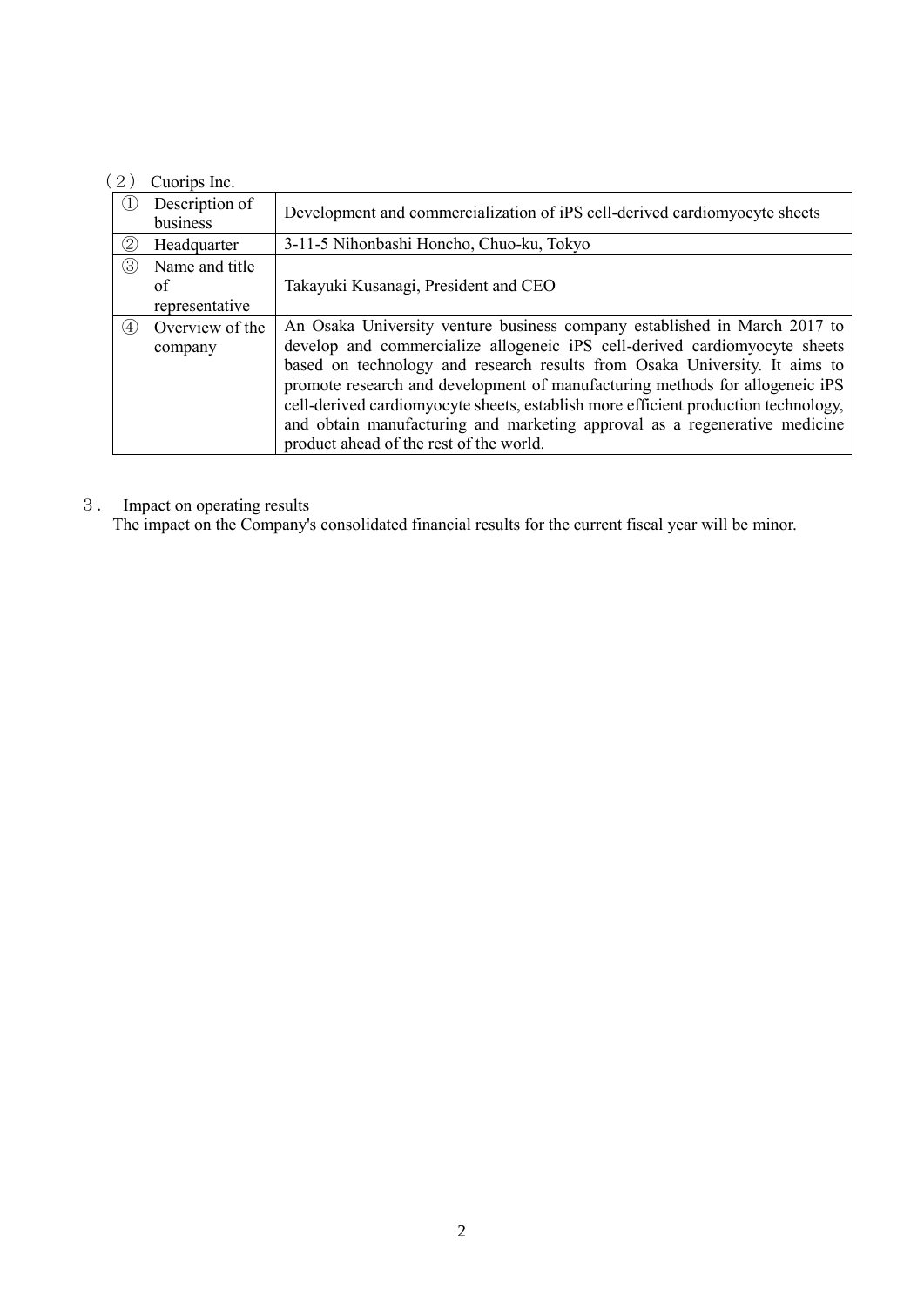（2） Cuorips Inc.

| | | |
|---|---|---|
| ① | Description of business | Development and commercialization of iPS cell-derived cardiomyocyte sheets |
| ② | Headquarter | 3-11-5 Nihonbashi Honcho, Chuo-ku, Tokyo |
| ③ | Name and title of representative | Takayuki Kusanagi, President and CEO |
| ④ | Overview of the company | An Osaka University venture business company established in March 2017 to develop and commercialize allogeneic iPS cell-derived cardiomyocyte sheets based on technology and research results from Osaka University. It aims to promote research and development of manufacturing methods for allogeneic iPS cell-derived cardiomyocyte sheets, establish more efficient production technology, and obtain manufacturing and marketing approval as a regenerative medicine product ahead of the rest of the world. |

３． Impact on operating results

The impact on the Company's consolidated financial results for the current fiscal year will be minor.